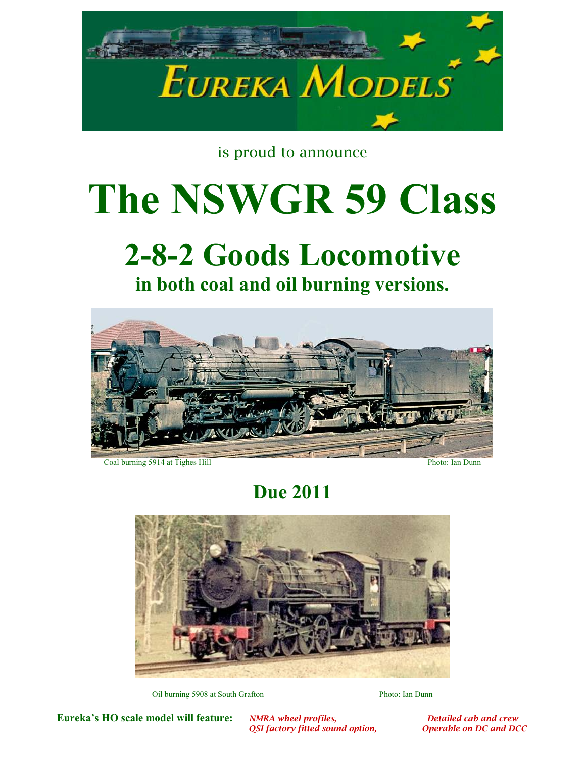EUREKA MODELS

is proud to announce

# The NSWGR 59 Class

## 2-8-2 Goods Locomotive

### in both coal and oil burning versions.

Coal burning 5914 at Tighes Hill — Photo: Ian Dunn

## Due 2011

Oil burning 5908 at South Grafton — Photo: Ian Dunn

**Eureka's HO scale model will feature:** *NMRA wheel profiles, QSI factory fitted sound option, Detailed cab and crew, Operable on DC and DCC*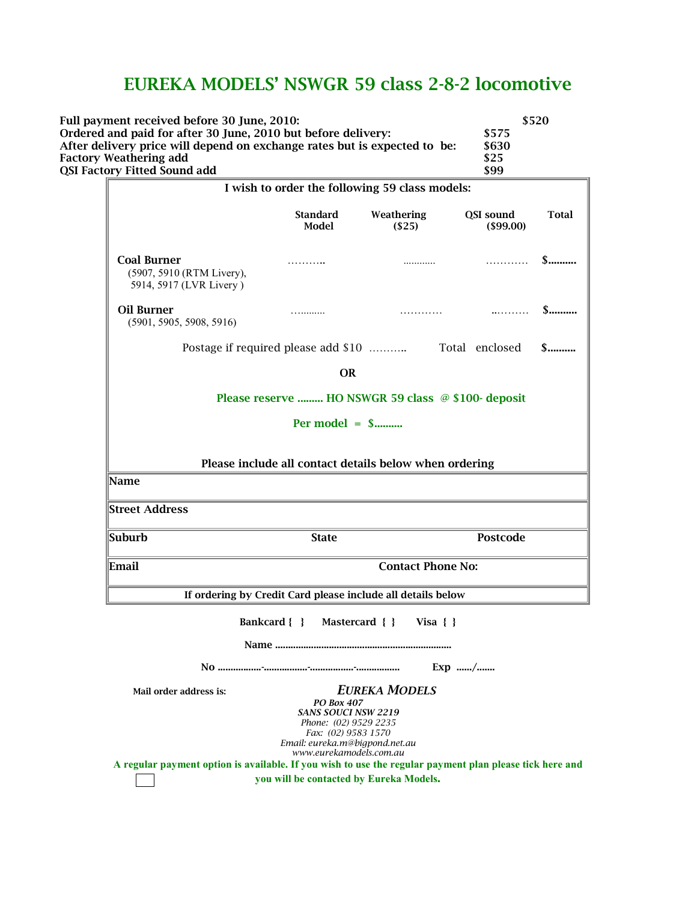# EUREKA MODELS' NSWGR 59 class 2-8-2 locomotive

| | |
|---|---|
| **Full payment received before 30 June, 2010:** | **$520** |
| **Ordered and paid for after 30 June, 2010 but before delivery:** | **$575** |
| **After delivery price will depend on exchange rates but is expected to be:** | **$630** |
| **Factory Weathering add** | **$25** |
| **QSI Factory Fitted Sound add** | **$99** |

**I wish to order the following 59 class models:**

| | Standard Model | Weathering ($25) | QSI sound ($99.00) | Total |
|---|---|---|---|---|
| **Coal Burner** (5907, 5910 (RTM Livery), 5914, 5917 (LVR Livery )) | ……….. | ………… | ………… | $………. |
| **Oil Burner** (5901, 5905, 5908, 5916) | ……….. | ………… | ………… | $………. |

Postage if required please add $10 ……….. Total enclosed $……….

**OR**

**Please reserve ……… HO NSWGR 59 class @ $100- deposit**

**Per model = $……….**

**Please include all contact details below when ordering**

| | | |
|---|---|---|
| **Name** | | |
| **Street Address** | | |
| **Suburb** | **State** | **Postcode** |
| **Email** | **Contact Phone No:** | |

**If ordering by Credit Card please include all details below**

**Bankcard { } Mastercard { } Visa { }**

**Name ………………………………………………………….**

**No ……………-……………-……………-…………… Exp ……/…….**

**Mail order address is:**

*EUREKA MODELS*
*PO Box 407*
*SANS SOUCI NSW 2219*
*Phone: (02) 9529 2235*
*Fax: (02) 9583 1570*
*Email: eureka.m@bigpond.net.au*
*www.eurekamodels.com.au*

**A regular payment option is available. If you wish to use the regular payment plan please tick here and you will be contacted by Eureka Models.** ☐